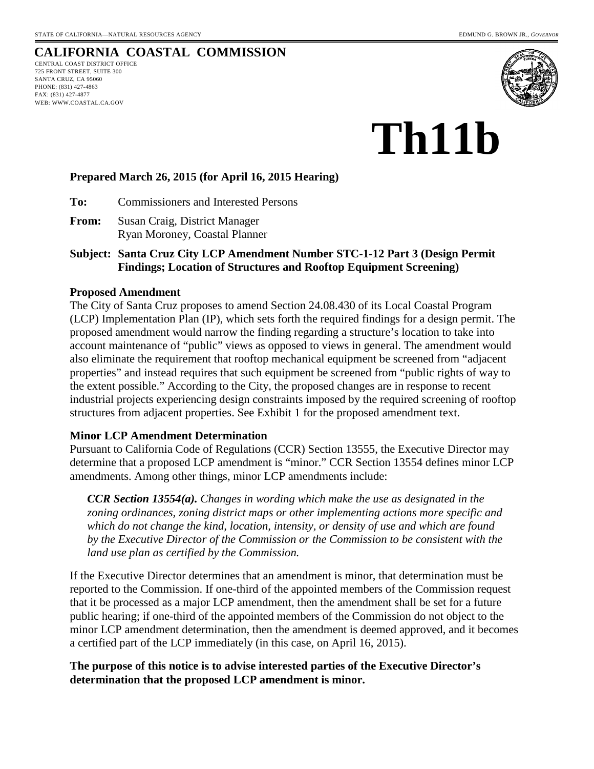STATE OF CALIFORNIA—NATURAL RESOURCES AGENCY

EDMUND G. BROWN JR., *GOVERNOR*

# CALIFORNIA COASTAL COMMISSION

CENTRAL COAST DISTRICT OFFICE
725 FRONT STREET, SUITE 300
SANTA CRUZ, CA 95060
PHONE: (831) 427-4863
FAX: (831) 427-4877
WEB: WWW.COASTAL.CA.GOV

# Th11b

**Prepared March 26, 2015 (for April 16, 2015 Hearing)**

**To:** Commissioners and Interested Persons

**From:** Susan Craig, District Manager
Ryan Moroney, Coastal Planner

**Subject: Santa Cruz City LCP Amendment Number STC-1-12 Part 3 (Design Permit Findings; Location of Structures and Rooftop Equipment Screening)**

**Proposed Amendment**

The City of Santa Cruz proposes to amend Section 24.08.430 of its Local Coastal Program (LCP) Implementation Plan (IP), which sets forth the required findings for a design permit. The proposed amendment would narrow the finding regarding a structure's location to take into account maintenance of "public" views as opposed to views in general. The amendment would also eliminate the requirement that rooftop mechanical equipment be screened from "adjacent properties" and instead requires that such equipment be screened from "public rights of way to the extent possible." According to the City, the proposed changes are in response to recent industrial projects experiencing design constraints imposed by the required screening of rooftop structures from adjacent properties. See Exhibit 1 for the proposed amendment text.

**Minor LCP Amendment Determination**

Pursuant to California Code of Regulations (CCR) Section 13555, the Executive Director may determine that a proposed LCP amendment is "minor." CCR Section 13554 defines minor LCP amendments. Among other things, minor LCP amendments include:

> ***CCR Section 13554(a).*** *Changes in wording which make the use as designated in the zoning ordinances, zoning district maps or other implementing actions more specific and which do not change the kind, location, intensity, or density of use and which are found by the Executive Director of the Commission or the Commission to be consistent with the land use plan as certified by the Commission.*

If the Executive Director determines that an amendment is minor, that determination must be reported to the Commission. If one-third of the appointed members of the Commission request that it be processed as a major LCP amendment, then the amendment shall be set for a future public hearing; if one-third of the appointed members of the Commission do not object to the minor LCP amendment determination, then the amendment is deemed approved, and it becomes a certified part of the LCP immediately (in this case, on April 16, 2015).

**The purpose of this notice is to advise interested parties of the Executive Director's determination that the proposed LCP amendment is minor.**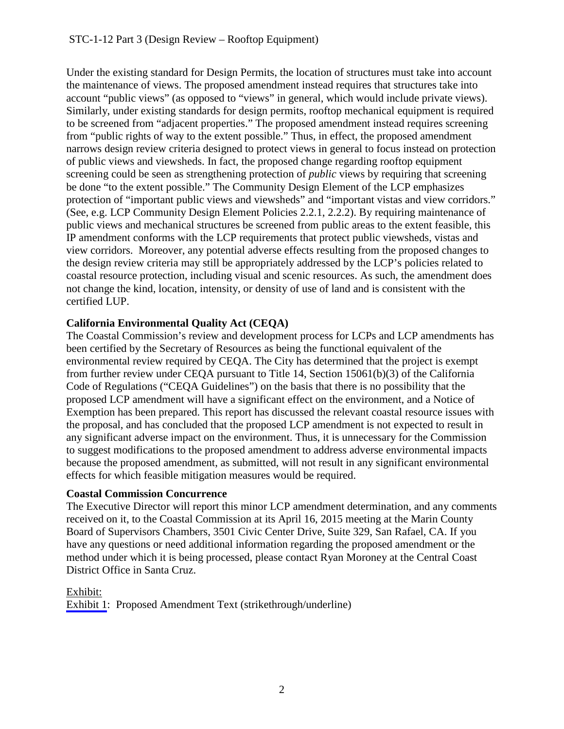Under the existing standard for Design Permits, the location of structures must take into account the maintenance of views. The proposed amendment instead requires that structures take into account "public views" (as opposed to "views" in general, which would include private views). Similarly, under existing standards for design permits, rooftop mechanical equipment is required to be screened from "adjacent properties." The proposed amendment instead requires screening from "public rights of way to the extent possible." Thus, in effect, the proposed amendment narrows design review criteria designed to protect views in general to focus instead on protection of public views and viewsheds. In fact, the proposed change regarding rooftop equipment screening could be seen as strengthening protection of *public* views by requiring that screening be done "to the extent possible." The Community Design Element of the LCP emphasizes protection of "important public views and viewsheds" and "important vistas and view corridors." (See, e.g. LCP Community Design Element Policies 2.2.1, 2.2.2). By requiring maintenance of public views and mechanical structures be screened from public areas to the extent feasible, this IP amendment conforms with the LCP requirements that protect public viewsheds, vistas and view corridors. Moreover, any potential adverse effects resulting from the proposed changes to the design review criteria may still be appropriately addressed by the LCP's policies related to coastal resource protection, including visual and scenic resources. As such, the amendment does not change the kind, location, intensity, or density of use of land and is consistent with the certified LUP.

**California Environmental Quality Act (CEQA)**

The Coastal Commission's review and development process for LCPs and LCP amendments has been certified by the Secretary of Resources as being the functional equivalent of the environmental review required by CEQA. The City has determined that the project is exempt from further review under CEQA pursuant to Title 14, Section 15061(b)(3) of the California Code of Regulations ("CEQA Guidelines") on the basis that there is no possibility that the proposed LCP amendment will have a significant effect on the environment, and a Notice of Exemption has been prepared. This report has discussed the relevant coastal resource issues with the proposal, and has concluded that the proposed LCP amendment is not expected to result in any significant adverse impact on the environment. Thus, it is unnecessary for the Commission to suggest modifications to the proposed amendment to address adverse environmental impacts because the proposed amendment, as submitted, will not result in any significant environmental effects for which feasible mitigation measures would be required.

**Coastal Commission Concurrence**

The Executive Director will report this minor LCP amendment determination, and any comments received on it, to the Coastal Commission at its April 16, 2015 meeting at the Marin County Board of Supervisors Chambers, 3501 Civic Center Drive, Suite 329, San Rafael, CA. If you have any questions or need additional information regarding the proposed amendment or the method under which it is being processed, please contact Ryan Moroney at the Central Coast District Office in Santa Cruz.

Exhibit:

Exhibit 1: Proposed Amendment Text (strikethrough/underline)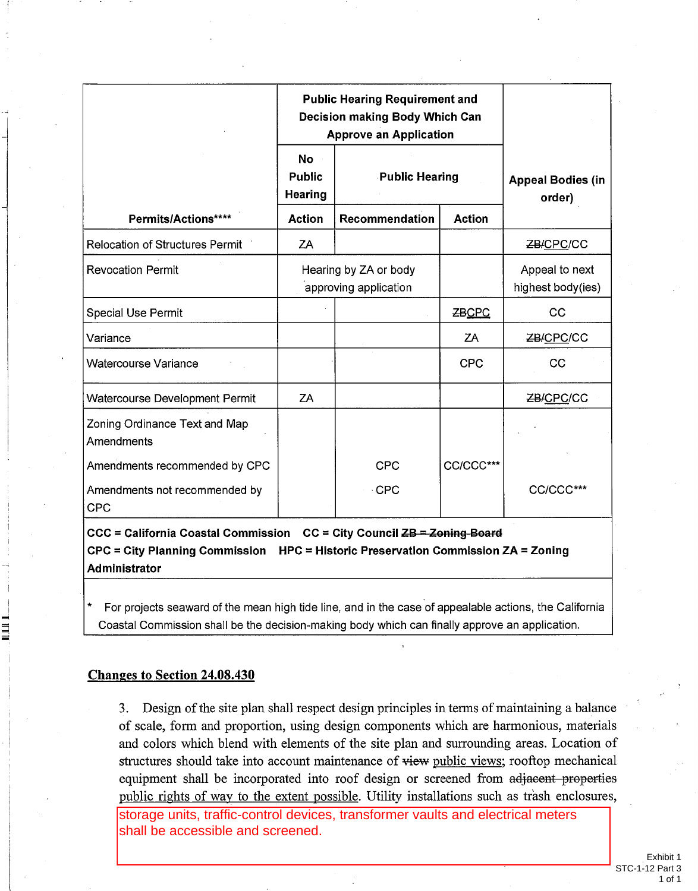| Permits/Actions**** | Public Hearing Requirement and Decision making Body Which Can Approve an Application | | | Appeal Bodies (in order) |
|---|---|---|---|---|
| | No Public Hearing | Public Hearing | | |
| | Action | Recommendation | Action | |
| Relocation of Structures Permit | ZA | | | ~~ZB/~~CPC/CC |
| Revocation Permit | Hearing by ZA or body approving application | | | Appeal to next highest body(ies) |
| Special Use Permit | | | ~~ZB~~CPC | CC |
| Variance | | | ZA | ~~ZB/~~CPC/CC |
| Watercourse Variance | | | CPC | CC |
| Watercourse Development Permit | ZA | | | ~~ZB/~~CPC/CC |
| Zoning Ordinance Text and Map Amendments | | | | |
| Amendments recommended by CPC | | CPC | CC/CCC*** | |
| Amendments not recommended by CPC | | CPC | | CC/CCC*** |

**CCC = California Coastal Commission CC = City Council ~~ZB = Zoning Board~~**
**CPC = City Planning Commission HPC = Historic Preservation Commission ZA = Zoning Administrator**

\* For projects seaward of the mean high tide line, and in the case of appealable actions, the California Coastal Commission shall be the decision-making body which can finally approve an application.

## Changes to Section 24.08.430

3. Design of the site plan shall respect design principles in terms of maintaining a balance of scale, form and proportion, using design components which are harmonious, materials and colors which blend with elements of the site plan and surrounding areas. Location of structures should take into account maintenance of ~~view~~ <u>public views</u>; rooftop mechanical equipment shall be incorporated into roof design or screened from ~~adjacent properties~~ <u>public rights of way to the extent possible</u>. Utility installations such as trash enclosures, storage units, traffic-control devices, transformer vaults and electrical meters shall be accessible and screened.

Exhibit 1
STC-1-12 Part 3